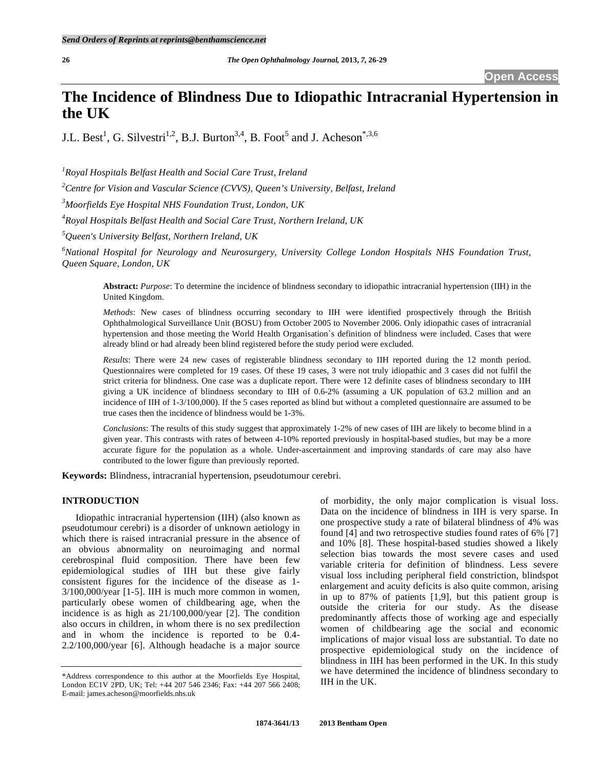# The Incidence of Blindness Due to Idiopathic Intracranial Hypertension in the UK

J.L. Best[1], G. Silvestri[1,2], B.J. Burton[3,4], B. Foot[5] and J. Acheson[*,3,6]

[1]*Royal Hospitals Belfast Health and Social Care Trust, Ireland*

[2]*Centre for Vision and Vascular Science (CVVS), Queen's University, Belfast, Ireland*

[3]*Moorfields Eye Hospital NHS Foundation Trust, London, UK*

[4]*Royal Hospitals Belfast Health and Social Care Trust, Northern Ireland, UK*

[5]*Queen's University Belfast, Northern Ireland, UK*

[6]*National Hospital for Neurology and Neurosurgery, University College London Hospitals NHS Foundation Trust, Queen Square, London, UK*

**Abstract:** *Purpose*: To determine the incidence of blindness secondary to idiopathic intracranial hypertension (IIH) in the United Kingdom.

*Methods*: New cases of blindness occurring secondary to IIH were identified prospectively through the British Ophthalmological Surveillance Unit (BOSU) from October 2005 to November 2006. Only idiopathic cases of intracranial hypertension and those meeting the World Health Organisation`s definition of blindness were included. Cases that were already blind or had already been blind registered before the study period were excluded.

*Results*: There were 24 new cases of registerable blindness secondary to IIH reported during the 12 month period. Questionnaires were completed for 19 cases. Of these 19 cases, 3 were not truly idiopathic and 3 cases did not fulfil the strict criteria for blindness. One case was a duplicate report. There were 12 definite cases of blindness secondary to IIH giving a UK incidence of blindness secondary to IIH of 0.6-2% (assuming a UK population of 63.2 million and an incidence of IIH of 1-3/100,000). If the 5 cases reported as blind but without a completed questionnaire are assumed to be true cases then the incidence of blindness would be 1-3%.

*Conclusions*: The results of this study suggest that approximately 1-2% of new cases of IIH are likely to become blind in a given year. This contrasts with rates of between 4-10% reported previously in hospital-based studies, but may be a more accurate figure for the population as a whole. Under-ascertainment and improving standards of care may also have contributed to the lower figure than previously reported.

**Keywords:** Blindness, intracranial hypertension, pseudotumour cerebri.

## INTRODUCTION

Idiopathic intracranial hypertension (IIH) (also known as pseudotumour cerebri) is a disorder of unknown aetiology in which there is raised intracranial pressure in the absence of an obvious abnormality on neuroimaging and normal cerebrospinal fluid composition. There have been few epidemiological studies of IIH but these give fairly consistent figures for the incidence of the disease as 1-3/100,000/year [1-5]. IIH is much more common in women, particularly obese women of childbearing age, when the incidence is as high as 21/100,000/year [2]. The condition also occurs in children, in whom there is no sex predilection and in whom the incidence is reported to be 0.4-2.2/100,000/year [6]. Although headache is a major source of morbidity, the only major complication is visual loss. Data on the incidence of blindness in IIH is very sparse. In one prospective study a rate of bilateral blindness of 4% was found [4] and two retrospective studies found rates of 6% [7] and 10% [8]. These hospital-based studies showed a likely selection bias towards the most severe cases and used variable criteria for definition of blindness. Less severe visual loss including peripheral field constriction, blindspot enlargement and acuity deficits is also quite common, arising in up to 87% of patients [1,9], but this patient group is outside the criteria for our study. As the disease predominantly affects those of working age and especially women of childbearing age the social and economic implications of major visual loss are substantial. To date no prospective epidemiological study on the incidence of blindness in IIH has been performed in the UK. In this study we have determined the incidence of blindness secondary to IIH in the UK.

*Address correspondence to this author at the Moorfields Eye Hospital, London EC1V 2PD, UK; Tel: +44 207 546 2346; Fax: +44 207 566 2408; E-mail: james.acheson@moorfields.nhs.uk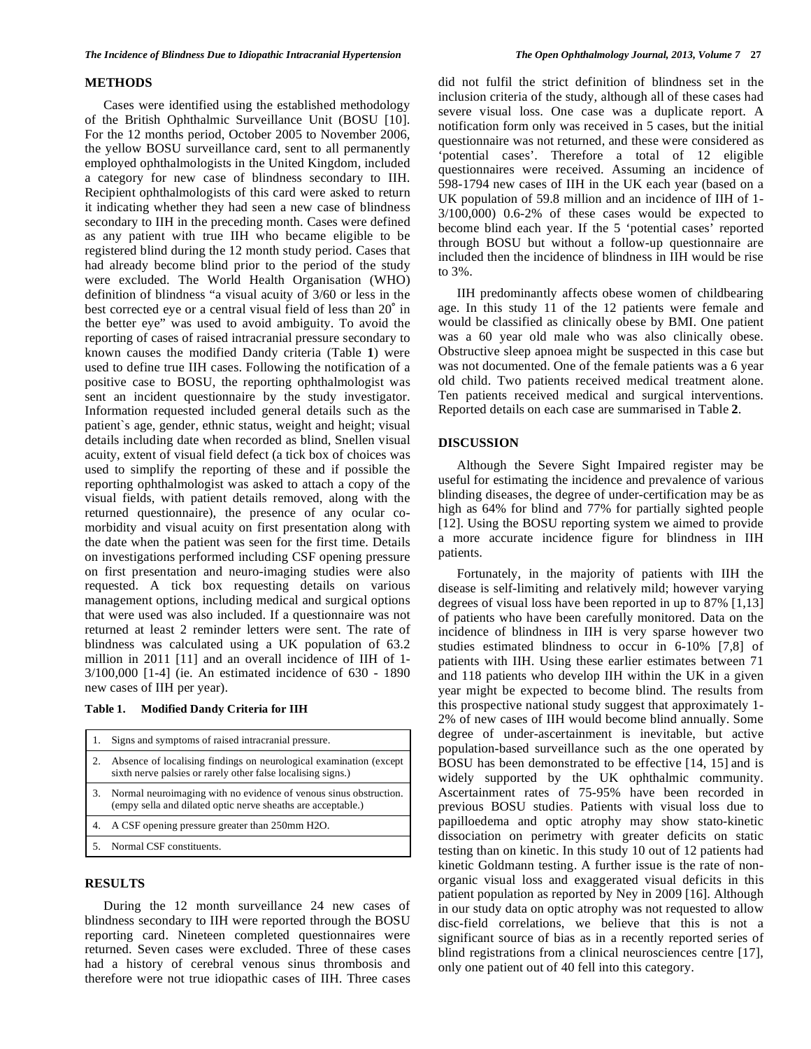## METHODS

Cases were identified using the established methodology of the British Ophthalmic Surveillance Unit (BOSU [10]. For the 12 months period, October 2005 to November 2006, the yellow BOSU surveillance card, sent to all permanently employed ophthalmologists in the United Kingdom, included a category for new case of blindness secondary to IIH. Recipient ophthalmologists of this card were asked to return it indicating whether they had seen a new case of blindness secondary to IIH in the preceding month. Cases were defined as any patient with true IIH who became eligible to be registered blind during the 12 month study period. Cases that had already become blind prior to the period of the study were excluded. The World Health Organisation (WHO) definition of blindness "a visual acuity of 3/60 or less in the best corrected eye or a central visual field of less than 20° in the better eye" was used to avoid ambiguity. To avoid the reporting of cases of raised intracranial pressure secondary to known causes the modified Dandy criteria (Table **1**) were used to define true IIH cases. Following the notification of a positive case to BOSU, the reporting ophthalmologist was sent an incident questionnaire by the study investigator. Information requested included general details such as the patient`s age, gender, ethnic status, weight and height; visual details including date when recorded as blind, Snellen visual acuity, extent of visual field defect (a tick box of choices was used to simplify the reporting of these and if possible the reporting ophthalmologist was asked to attach a copy of the visual fields, with patient details removed, along with the returned questionnaire), the presence of any ocular co-morbidity and visual acuity on first presentation along with the date when the patient was seen for the first time. Details on investigations performed including CSF opening pressure on first presentation and neuro-imaging studies were also requested. A tick box requesting details on various management options, including medical and surgical options that were used was also included. If a questionnaire was not returned at least 2 reminder letters were sent. The rate of blindness was calculated using a UK population of 63.2 million in 2011 [11] and an overall incidence of IIH of 1-3/100,000 [1-4] (ie. An estimated incidence of 630 - 1890 new cases of IIH per year).

**Table 1. Modified Dandy Criteria for IIH**

| | |
|---|---|
| 1. | Signs and symptoms of raised intracranial pressure. |
| 2. | Absence of localising findings on neurological examination (except sixth nerve palsies or rarely other false localising signs.) |
| 3. | Normal neuroimaging with no evidence of venous sinus obstruction. (empy sella and dilated optic nerve sheaths are acceptable.) |
| 4. | A CSF opening pressure greater than 250mm H2O. |
| 5. | Normal CSF constituents. |

## RESULTS

During the 12 month surveillance 24 new cases of blindness secondary to IIH were reported through the BOSU reporting card. Nineteen completed questionnaires were returned. Seven cases were excluded. Three of these cases had a history of cerebral venous sinus thrombosis and therefore were not true idiopathic cases of IIH. Three cases did not fulfil the strict definition of blindness set in the inclusion criteria of the study, although all of these cases had severe visual loss. One case was a duplicate report. A notification form only was received in 5 cases, but the initial questionnaire was not returned, and these were considered as 'potential cases'. Therefore a total of 12 eligible questionnaires were received. Assuming an incidence of 598-1794 new cases of IIH in the UK each year (based on a UK population of 59.8 million and an incidence of IIH of 1-3/100,000) 0.6-2% of these cases would be expected to become blind each year. If the 5 'potential cases' reported through BOSU but without a follow-up questionnaire are included then the incidence of blindness in IIH would be rise to 3%.

IIH predominantly affects obese women of childbearing age. In this study 11 of the 12 patients were female and would be classified as clinically obese by BMI. One patient was a 60 year old male who was also clinically obese. Obstructive sleep apnoea might be suspected in this case but was not documented. One of the female patients was a 6 year old child. Two patients received medical treatment alone. Ten patients received medical and surgical interventions. Reported details on each case are summarised in Table **2**.

## DISCUSSION

Although the Severe Sight Impaired register may be useful for estimating the incidence and prevalence of various blinding diseases, the degree of under-certification may be as high as 64% for blind and 77% for partially sighted people [12]. Using the BOSU reporting system we aimed to provide a more accurate incidence figure for blindness in IIH patients.

Fortunately, in the majority of patients with IIH the disease is self-limiting and relatively mild; however varying degrees of visual loss have been reported in up to 87% [1,13] of patients who have been carefully monitored. Data on the incidence of blindness in IIH is very sparse however two studies estimated blindness to occur in 6-10% [7,8] of patients with IIH. Using these earlier estimates between 71 and 118 patients who develop IIH within the UK in a given year might be expected to become blind. The results from this prospective national study suggest that approximately 1-2% of new cases of IIH would become blind annually. Some degree of under-ascertainment is inevitable, but active population-based surveillance such as the one operated by BOSU has been demonstrated to be effective [14, 15] and is widely supported by the UK ophthalmic community. Ascertainment rates of 75-95% have been recorded in previous BOSU studies. Patients with visual loss due to papilloedema and optic atrophy may show stato-kinetic dissociation on perimetry with greater deficits on static testing than on kinetic. In this study 10 out of 12 patients had kinetic Goldmann testing. A further issue is the rate of non-organic visual loss and exaggerated visual deficits in this patient population as reported by Ney in 2009 [16]. Although in our study data on optic atrophy was not requested to allow disc-field correlations, we believe that this is not a significant source of bias as in a recently reported series of blind registrations from a clinical neurosciences centre [17], only one patient out of 40 fell into this category.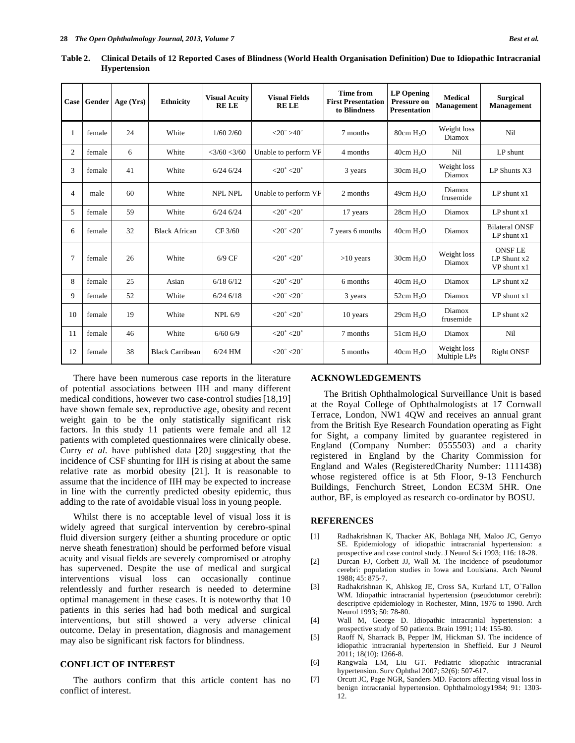**Table 2. Clinical Details of 12 Reported Cases of Blindness (World Health Organisation Definition) Due to Idiopathic Intracranial Hypertension**

| Case | Gender | Age (Yrs) | Ethnicity | Visual Acuity RE LE | Visual Fields RE LE | Time from First Presentation to Blindness | LP Opening Pressure on Presentation | Medical Management | Surgical Management |
|---|---|---|---|---|---|---|---|---|---|
| 1 | female | 24 | White | 1/60 2/60 | <20˚ >40˚ | 7 months | 80cm $H_2O$ | Weight loss Diamox | Nil |
| 2 | female | 6 | White | <3/60 <3/60 | Unable to perform VF | 4 months | 40cm $H_2O$ | Nil | LP shunt |
| 3 | female | 41 | White | 6/24 6/24 | <20˚ <20˚ | 3 years | 30cm $H_2O$ | Weight loss Diamox | LP Shunts X3 |
| 4 | male | 60 | White | NPL NPL | Unable to perform VF | 2 months | 49cm $H_2O$ | Diamox frusemide | LP shunt x1 |
| 5 | female | 59 | White | 6/24 6/24 | <20˚ <20˚ | 17 years | 28cm $H_2O$ | Diamox | LP shunt x1 |
| 6 | female | 32 | Black African | CF 3/60 | <20˚ <20˚ | 7 years 6 months | 40cm $H_2O$ | Diamox | Bilateral ONSF LP shunt x1 |
| 7 | female | 26 | White | 6/9 CF | <20˚ <20˚ | >10 years | 30cm $H_2O$ | Weight loss Diamox | ONSF LE LP Shunt x2 VP shunt x1 |
| 8 | female | 25 | Asian | 6/18 6/12 | <20˚ <20˚ | 6 months | 40cm $H_2O$ | Diamox | LP shunt x2 |
| 9 | female | 52 | White | 6/24 6/18 | <20˚ <20˚ | 3 years | 52cm $H_2O$ | Diamox | VP shunt x1 |
| 10 | female | 19 | White | NPL 6/9 | <20˚ <20˚ | 10 years | 29cm $H_2O$ | Diamox frusemide | LP shunt x2 |
| 11 | female | 46 | White | 6/60 6/9 | <20˚ <20˚ | 7 months | 51cm $H_2O$ | Diamox | Nil |
| 12 | female | 38 | Black Carribean | 6/24 HM | <20˚ <20˚ | 5 months | 40cm $H_2O$ | Weight loss Multiple LPs | Right ONSF |

There have been numerous case reports in the literature of potential associations between IIH and many different medical conditions, however two case-control studies [18,19] have shown female sex, reproductive age, obesity and recent weight gain to be the only statistically significant risk factors. In this study 11 patients were female and all 12 patients with completed questionnaires were clinically obese. Curry *et al.* have published data [20] suggesting that the incidence of CSF shunting for IIH is rising at about the same relative rate as morbid obesity [21]. It is reasonable to assume that the incidence of IIH may be expected to increase in line with the currently predicted obesity epidemic, thus adding to the rate of avoidable visual loss in young people.

Whilst there is no acceptable level of visual loss it is widely agreed that surgical intervention by cerebro-spinal fluid diversion surgery (either a shunting procedure or optic nerve sheath fenestration) should be performed before visual acuity and visual fields are severely compromised or atrophy has supervened. Despite the use of medical and surgical interventions visual loss can occasionally continue relentlessly and further research is needed to determine optimal management in these cases. It is noteworthy that 10 patients in this series had had both medical and surgical interventions, but still showed a very adverse clinical outcome. Delay in presentation, diagnosis and management may also be significant risk factors for blindness.

## CONFLICT OF INTEREST

The authors confirm that this article content has no conflict of interest.

## ACKNOWLEDGEMENTS

The British Ophthalmological Surveillance Unit is based at the Royal College of Ophthalmologists at 17 Cornwall Terrace, London, NW1 4QW and receives an annual grant from the British Eye Research Foundation operating as Fight for Sight, a company limited by guarantee registered in England (Company Number: 0555503) and a charity registered in England by the Charity Commission for England and Wales (RegisteredCharity Number: 1111438) whose registered office is at 5th Floor, 9-13 Fenchurch Buildings, Fenchurch Street, London EC3M 5HR. One author, BF, is employed as research co-ordinator by BOSU.

## REFERENCES

[1] Radhakrishnan K, Thacker AK, Bohlaga NH, Maloo JC, Gerryo SE. Epidemiology of idiopathic intracranial hypertension: a prospective and case control study. J Neurol Sci 1993; 116: 18-28.

[2] Durcan FJ, Corbett JJ, Wall M. The incidence of pseudotumor cerebri: population studies in Iowa and Louisiana. Arch Neurol 1988; 45: 875-7.

[3] Radhakrishnan K, Ahlskog JE, Cross SA, Kurland LT, O`Fallon WM. Idiopathic intracranial hypertension (pseudotumor cerebri): descriptive epidemiology in Rochester, Minn, 1976 to 1990. Arch Neurol 1993; 50: 78-80.

[4] Wall M, George D. Idiopathic intracranial hypertension: a prospective study of 50 patients. Brain 1991; 114: 155-80.

[5] Raoff N, Sharrack B, Pepper IM, Hickman SJ. The incidence of idiopathic intracranial hypertension in Sheffield. Eur J Neurol 2011; 18(10): 1266-8.

[6] Rangwala LM, Liu GT. Pediatric idiopathic intracranial hypertension. Surv Ophthal 2007; 52(6): 507-617.

[7] Orcutt JC, Page NGR, Sanders MD. Factors affecting visual loss in benign intracranial hypertension. Ophthalmology1984; 91: 1303-12.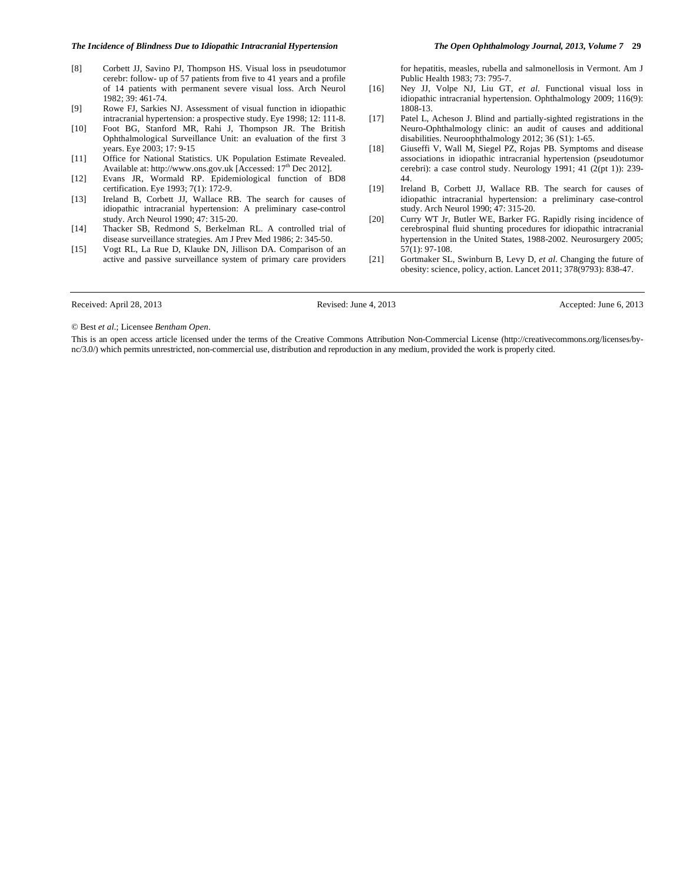[8] Corbett JJ, Savino PJ, Thompson HS. Visual loss in pseudotumor cerebr: follow- up of 57 patients from five to 41 years and a profile of 14 patients with permanent severe visual loss. Arch Neurol 1982; 39: 461-74.

[9] Rowe FJ, Sarkies NJ. Assessment of visual function in idiopathic intracranial hypertension: a prospective study. Eye 1998; 12: 111-8.

[10] Foot BG, Stanford MR, Rahi J, Thompson JR. The British Ophthalmological Surveillance Unit: an evaluation of the first 3 years. Eye 2003; 17: 9-15

[11] Office for National Statistics. UK Population Estimate Revealed. Available at: http://www.ons.gov.uk [Accessed: 17th Dec 2012].

[12] Evans JR, Wormald RP. Epidemiological function of BD8 certification. Eye 1993; 7(1): 172-9.

[13] Ireland B, Corbett JJ, Wallace RB. The search for causes of idiopathic intracranial hypertension: A preliminary case-control study. Arch Neurol 1990; 47: 315-20.

[14] Thacker SB, Redmond S, Berkelman RL. A controlled trial of disease surveillance strategies. Am J Prev Med 1986; 2: 345-50.

[15] Vogt RL, La Rue D, Klauke DN, Jillison DA. Comparison of an active and passive surveillance system of primary care providers for hepatitis, measles, rubella and salmonellosis in Vermont. Am J Public Health 1983; 73: 795-7.

[16] Ney JJ, Volpe NJ, Liu GT, *et al*. Functional visual loss in idiopathic intracranial hypertension. Ophthalmology 2009; 116(9): 1808-13.

[17] Patel L, Acheson J. Blind and partially-sighted registrations in the Neuro-Ophthalmology clinic: an audit of causes and additional disabilities. Neuroophthalmology 2012; 36 (S1): 1-65.

[18] Giuseffi V, Wall M, Siegel PZ, Rojas PB. Symptoms and disease associations in idiopathic intracranial hypertension (pseudotumor cerebri): a case control study. Neurology 1991; 41 (2(pt 1)): 239-44.

[19] Ireland B, Corbett JJ, Wallace RB. The search for causes of idiopathic intracranial hypertension: a preliminary case-control study. Arch Neurol 1990; 47: 315-20.

[20] Curry WT Jr, Butler WE, Barker FG. Rapidly rising incidence of cerebrospinal fluid shunting procedures for idiopathic intracranial hypertension in the United States, 1988-2002. Neurosurgery 2005; 57(1): 97-108.

[21] Gortmaker SL, Swinburn B, Levy D, *et al*. Changing the future of obesity: science, policy, action. Lancet 2011; 378(9793): 838-47.

---

Received: April 28, 2013 Revised: June 4, 2013 Accepted: June 6, 2013

© Best *et al*.; Licensee *Bentham Open*.

This is an open access article licensed under the terms of the Creative Commons Attribution Non-Commercial License (http://creativecommons.org/licenses/by-nc/3.0/) which permits unrestricted, non-commercial use, distribution and reproduction in any medium, provided the work is properly cited.